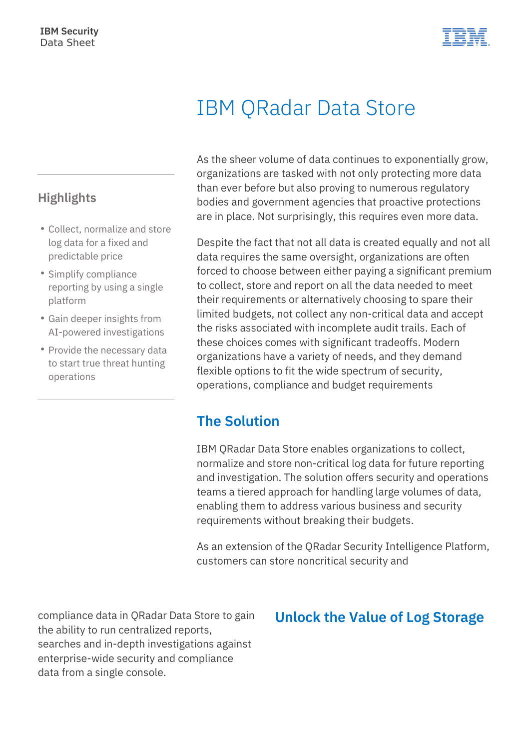IBM Security
Data Sheet

# IBM QRadar Data Store

## Highlights

- Collect, normalize and store log data for a fixed and predictable price
- Simplify compliance reporting by using a single platform
- Gain deeper insights from AI-powered investigations
- Provide the necessary data to start true threat hunting operations

As the sheer volume of data continues to exponentially grow, organizations are tasked with not only protecting more data than ever before but also proving to numerous regulatory bodies and government agencies that proactive protections are in place. Not surprisingly, this requires even more data.

Despite the fact that not all data is created equally and not all data requires the same oversight, organizations are often forced to choose between either paying a significant premium to collect, store and report on all the data needed to meet their requirements or alternatively choosing to spare their limited budgets, not collect any non-critical data and accept the risks associated with incomplete audit trails. Each of these choices comes with significant tradeoffs. Modern organizations have a variety of needs, and they demand flexible options to fit the wide spectrum of security, operations, compliance and budget requirements

## The Solution

IBM QRadar Data Store enables organizations to collect, normalize and store non-critical log data for future reporting and investigation. The solution offers security and operations teams a tiered approach for handling large volumes of data, enabling them to address various business and security requirements without breaking their budgets.

As an extension of the QRadar Security Intelligence Platform, customers can store noncritical security and compliance data in QRadar Data Store to gain the ability to run centralized reports, searches and in-depth investigations against enterprise-wide security and compliance data from a single console.

## Unlock the Value of Log Storage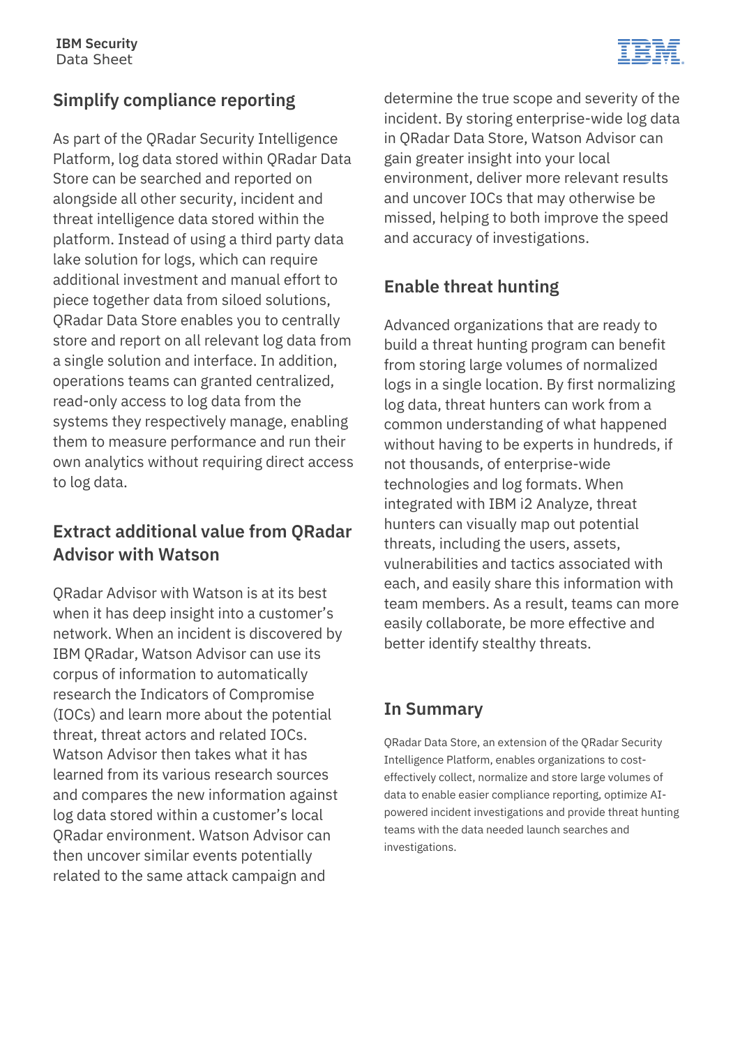## Simplify compliance reporting

As part of the QRadar Security Intelligence Platform, log data stored within QRadar Data Store can be searched and reported on alongside all other security, incident and threat intelligence data stored within the platform. Instead of using a third party data lake solution for logs, which can require additional investment and manual effort to piece together data from siloed solutions, QRadar Data Store enables you to centrally store and report on all relevant log data from a single solution and interface. In addition, operations teams can granted centralized, read-only access to log data from the systems they respectively manage, enabling them to measure performance and run their own analytics without requiring direct access to log data.

## Extract additional value from QRadar Advisor with Watson

QRadar Advisor with Watson is at its best when it has deep insight into a customer's network. When an incident is discovered by IBM QRadar, Watson Advisor can use its corpus of information to automatically research the Indicators of Compromise (IOCs) and learn more about the potential threat, threat actors and related IOCs. Watson Advisor then takes what it has learned from its various research sources and compares the new information against log data stored within a customer's local QRadar environment. Watson Advisor can then uncover similar events potentially related to the same attack campaign and determine the true scope and severity of the incident. By storing enterprise-wide log data in QRadar Data Store, Watson Advisor can gain greater insight into your local environment, deliver more relevant results and uncover IOCs that may otherwise be missed, helping to both improve the speed and accuracy of investigations.

## Enable threat hunting

Advanced organizations that are ready to build a threat hunting program can benefit from storing large volumes of normalized logs in a single location. By first normalizing log data, threat hunters can work from a common understanding of what happened without having to be experts in hundreds, if not thousands, of enterprise-wide technologies and log formats. When integrated with IBM i2 Analyze, threat hunters can visually map out potential threats, including the users, assets, vulnerabilities and tactics associated with each, and easily share this information with team members. As a result, teams can more easily collaborate, be more effective and better identify stealthy threats.

## In Summary

QRadar Data Store, an extension of the QRadar Security Intelligence Platform, enables organizations to cost-effectively collect, normalize and store large volumes of data to enable easier compliance reporting, optimize AI-powered incident investigations and provide threat hunting teams with the data needed launch searches and investigations.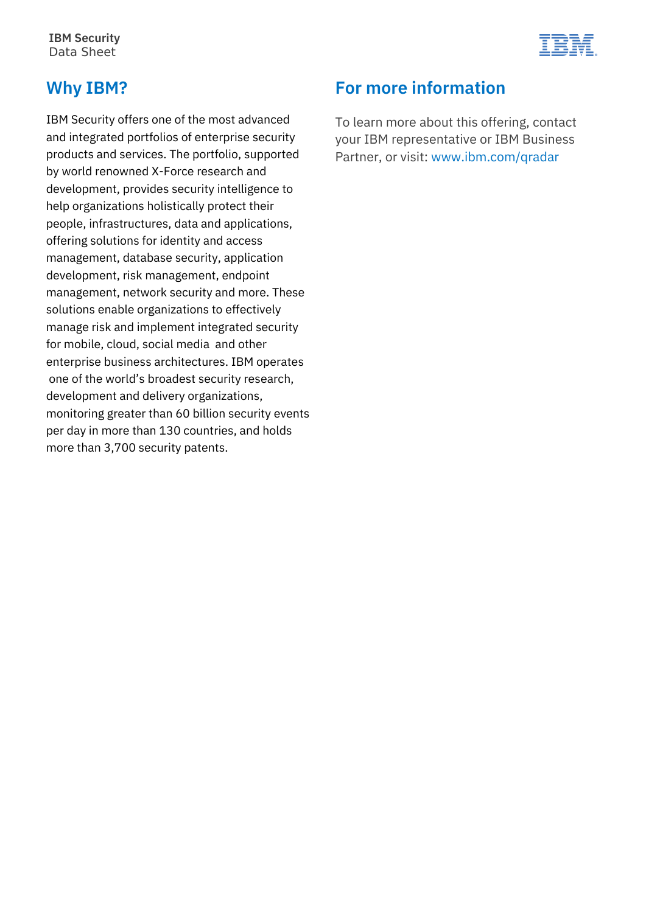## Why IBM?

IBM Security offers one of the most advanced and integrated portfolios of enterprise security products and services. The portfolio, supported by world renowned X-Force research and development, provides security intelligence to help organizations holistically protect their people, infrastructures, data and applications, offering solutions for identity and access management, database security, application development, risk management, endpoint management, network security and more. These solutions enable organizations to effectively manage risk and implement integrated security for mobile, cloud, social media and other enterprise business architectures. IBM operates one of the world's broadest security research, development and delivery organizations, monitoring greater than 60 billion security events per day in more than 130 countries, and holds more than 3,700 security patents.

## For more information

To learn more about this offering, contact your IBM representative or IBM Business Partner, or visit: www.ibm.com/qradar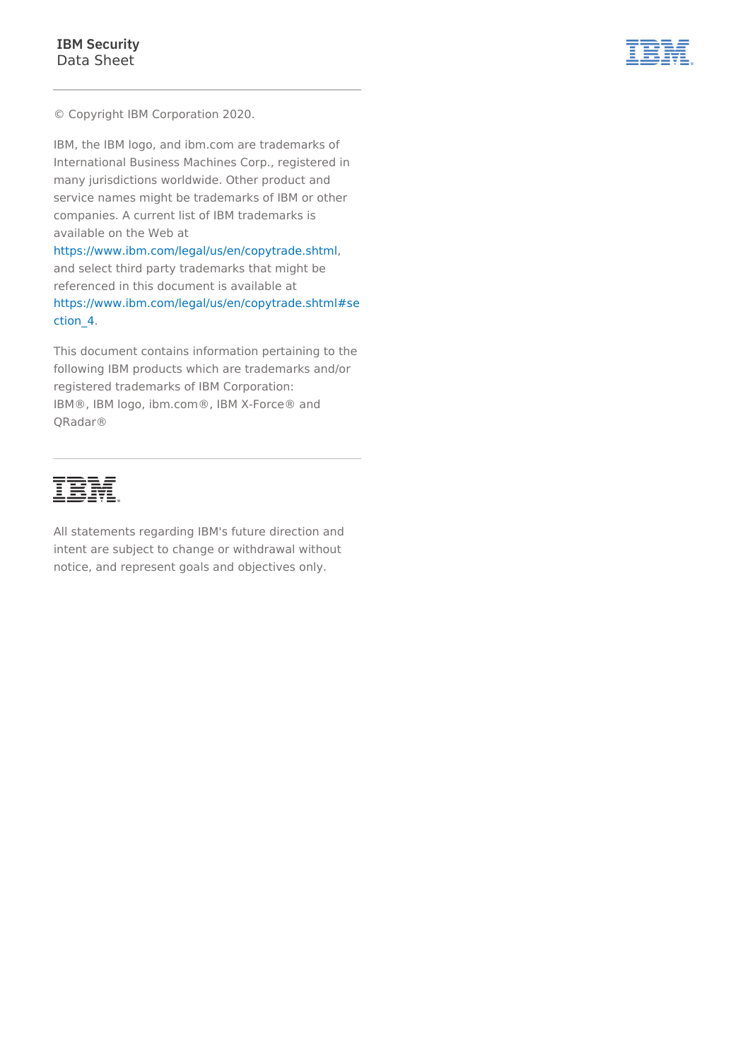© Copyright IBM Corporation 2020.

IBM, the IBM logo, and ibm.com are trademarks of International Business Machines Corp., registered in many jurisdictions worldwide. Other product and service names might be trademarks of IBM or other companies. A current list of IBM trademarks is available on the Web at https://www.ibm.com/legal/us/en/copytrade.shtml, and select third party trademarks that might be referenced in this document is available at https://www.ibm.com/legal/us/en/copytrade.shtml#section_4.

This document contains information pertaining to the following IBM products which are trademarks and/or registered trademarks of IBM Corporation: IBM®, IBM logo, ibm.com®, IBM X-Force® and QRadar®

All statements regarding IBM's future direction and intent are subject to change or withdrawal without notice, and represent goals and objectives only.